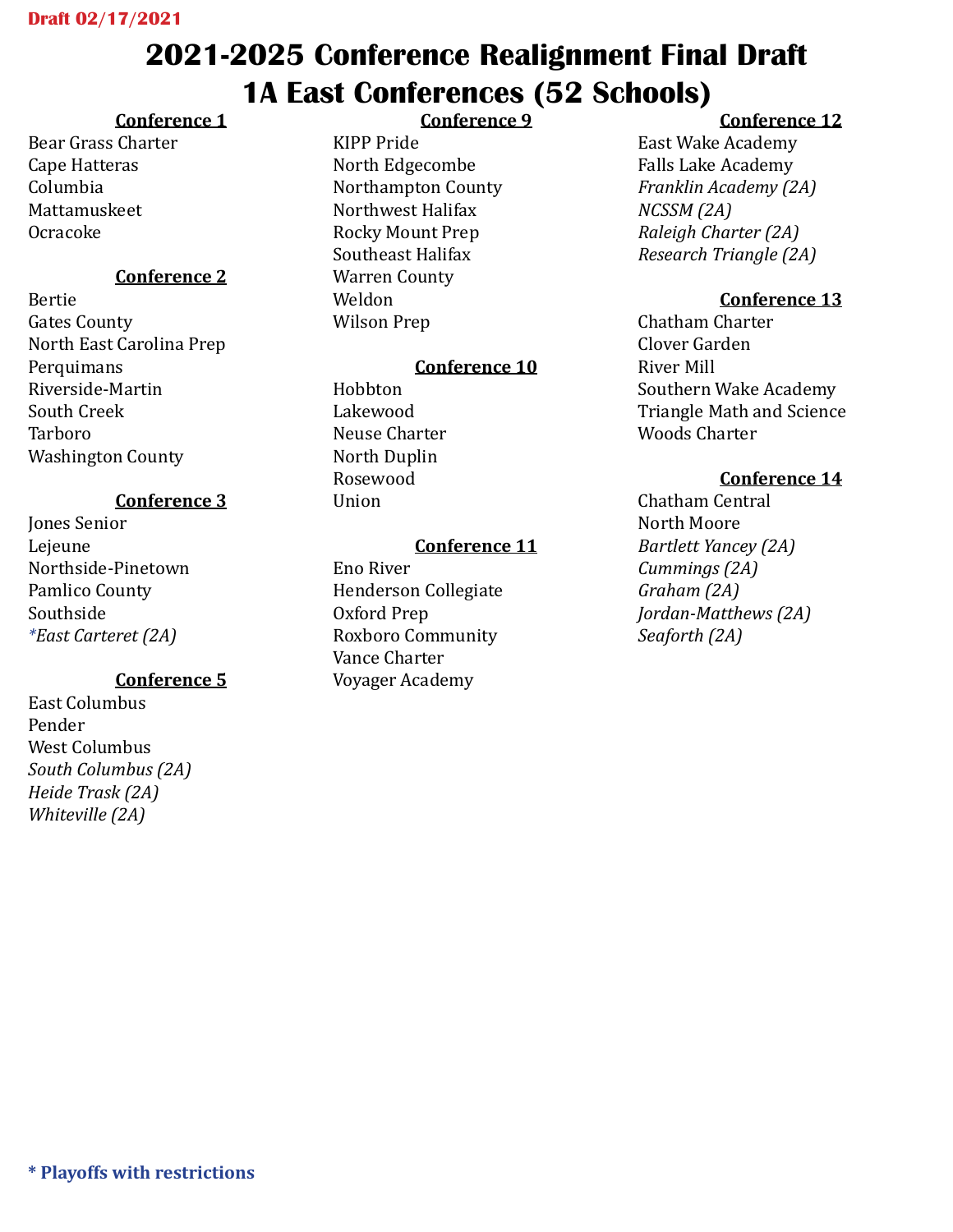Draft 02/17/2021

# 2021-2025 Conference Realignment Final Draft
# 1A East Conferences (52 Schools)

**Conference 1**

Bear Grass Charter
Cape Hatteras
Columbia
Mattamuskeet
Ocracoke

**Conference 2**

Bertie
Gates County
North East Carolina Prep
Perquimans
Riverside-Martin
South Creek
Tarboro
Washington County

**Conference 3**

Jones Senior
Lejeune
Northside-Pinetown
Pamlico County
Southside
*\*East Carteret (2A)*

**Conference 5**

East Columbus
Pender
West Columbus
*South Columbus (2A)*
*Heide Trask (2A)*
*Whiteville (2A)*

**Conference 9**

KIPP Pride
North Edgecombe
Northampton County
Northwest Halifax
Rocky Mount Prep
Southeast Halifax
Warren County
Weldon
Wilson Prep

**Conference 10**

Hobbton
Lakewood
Neuse Charter
North Duplin
Rosewood
Union

**Conference 11**

Eno River
Henderson Collegiate
Oxford Prep
Roxboro Community
Vance Charter
Voyager Academy

**Conference 12**

East Wake Academy
Falls Lake Academy
*Franklin Academy (2A)*
*NCSSM (2A)*
*Raleigh Charter (2A)*
*Research Triangle (2A)*

**Conference 13**

Chatham Charter
Clover Garden
River Mill
Southern Wake Academy
Triangle Math and Science
Woods Charter

**Conference 14**

Chatham Central
North Moore
*Bartlett Yancey (2A)*
*Cummings (2A)*
*Graham (2A)*
*Jordan-Matthews (2A)*
*Seaforth (2A)*

**\* Playoffs with restrictions**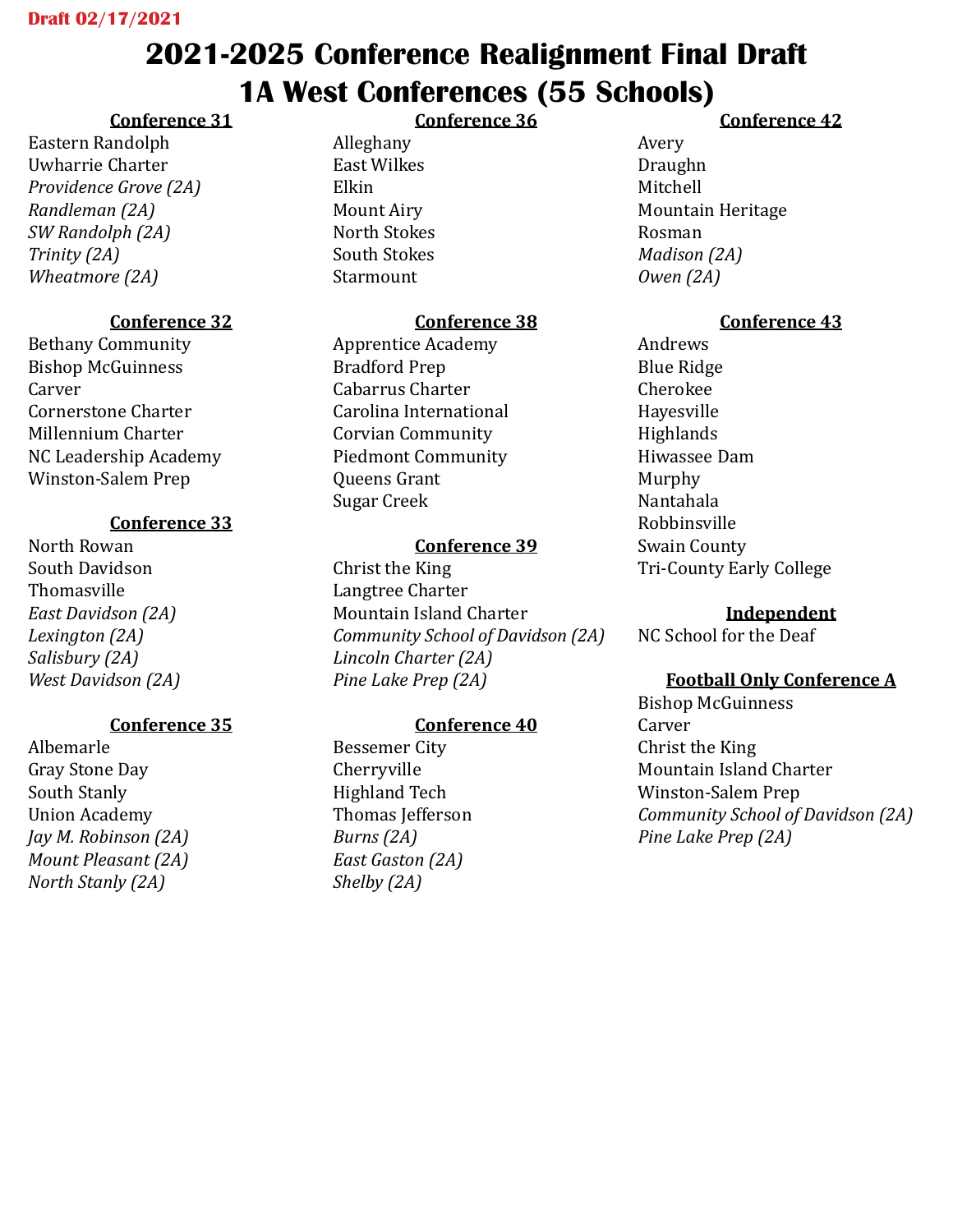Draft 02/17/2021

# 2021-2025 Conference Realignment Final Draft
# 1A West Conferences (55 Schools)

**Conference 31**

Eastern Randolph
Uwharrie Charter
*Providence Grove (2A)*
*Randleman (2A)*
*SW Randolph (2A)*
*Trinity (2A)*
*Wheatmore (2A)*

**Conference 32**

Bethany Community
Bishop McGuinness
Carver
Cornerstone Charter
Millennium Charter
NC Leadership Academy
Winston-Salem Prep

**Conference 33**

North Rowan
South Davidson
Thomasville
*East Davidson (2A)*
*Lexington (2A)*
*Salisbury (2A)*
*West Davidson (2A)*

**Conference 35**

Albemarle
Gray Stone Day
South Stanly
Union Academy
*Jay M. Robinson (2A)*
*Mount Pleasant (2A)*
*North Stanly (2A)*

**Conference 36**

Alleghany
East Wilkes
Elkin
Mount Airy
North Stokes
South Stokes
Starmount

**Conference 38**

Apprentice Academy
Bradford Prep
Cabarrus Charter
Carolina International
Corvian Community
Piedmont Community
Queens Grant
Sugar Creek

**Conference 39**

Christ the King
Langtree Charter
Mountain Island Charter
*Community School of Davidson (2A)*
*Lincoln Charter (2A)*
*Pine Lake Prep (2A)*

**Conference 40**

Bessemer City
Cherryville
Highland Tech
Thomas Jefferson
*Burns (2A)*
*East Gaston (2A)*
*Shelby (2A)*

**Conference 42**

Avery
Draughn
Mitchell
Mountain Heritage
Rosman
*Madison (2A)*
*Owen (2A)*

**Conference 43**

Andrews
Blue Ridge
Cherokee
Hayesville
Highlands
Hiwassee Dam
Murphy
Nantahala
Robbinsville
Swain County
Tri-County Early College

**Independent**

NC School for the Deaf

**Football Only Conference A**

Bishop McGuinness
Carver
Christ the King
Mountain Island Charter
Winston-Salem Prep
*Community School of Davidson (2A)*
*Pine Lake Prep (2A)*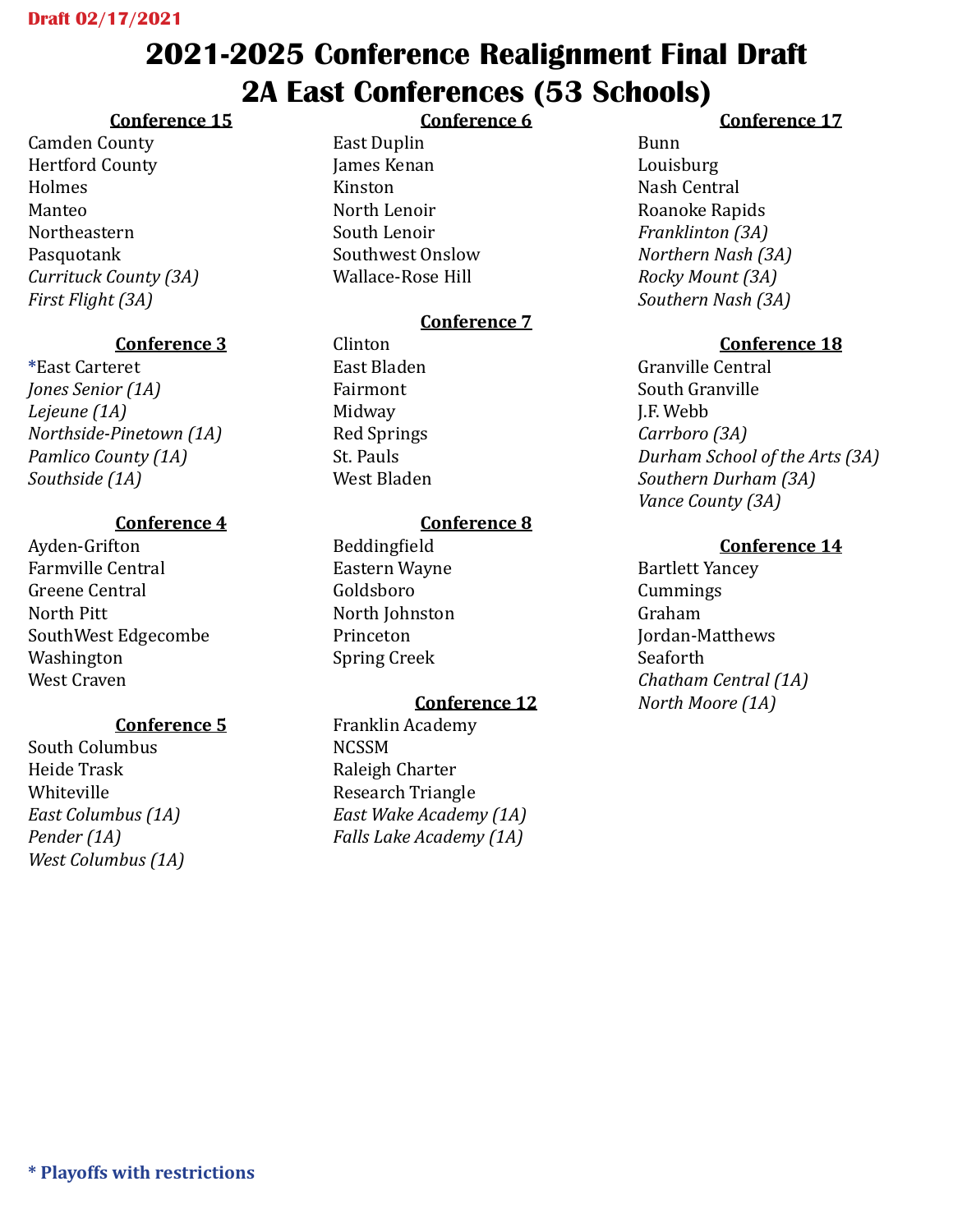**Draft 02/17/2021**

# 2021-2025 Conference Realignment Final Draft
# 2A East Conferences (53 Schools)

### Conference 15
Camden County
Hertford County
Holmes
Manteo
Northeastern
Pasquotank
*Currituck County (3A)*
*First Flight (3A)*

### Conference 3
*East Carteret
*Jones Senior (1A)*
*Lejeune (1A)*
*Northside-Pinetown (1A)*
*Pamlico County (1A)*
*Southside (1A)*

### Conference 4
Ayden-Grifton
Farmville Central
Greene Central
North Pitt
SouthWest Edgecombe
Washington
West Craven

### Conference 5
South Columbus
Heide Trask
Whiteville
*East Columbus (1A)*
*Pender (1A)*
*West Columbus (1A)*

### Conference 6
East Duplin
James Kenan
Kinston
North Lenoir
South Lenoir
Southwest Onslow
Wallace-Rose Hill

### Conference 7
Clinton
East Bladen
Fairmont
Midway
Red Springs
St. Pauls
West Bladen

### Conference 8
Beddingfield
Eastern Wayne
Goldsboro
North Johnston
Princeton
Spring Creek

### Conference 12
Franklin Academy
NCSSM
Raleigh Charter
Research Triangle
*East Wake Academy (1A)*
*Falls Lake Academy (1A)*

### Conference 17
Bunn
Louisburg
Nash Central
Roanoke Rapids
*Franklinton (3A)*
*Northern Nash (3A)*
*Rocky Mount (3A)*
*Southern Nash (3A)*

### Conference 18
Granville Central
South Granville
J.F. Webb
*Carrboro (3A)*
*Durham School of the Arts (3A)*
*Southern Durham (3A)*
*Vance County (3A)*

### Conference 14
Bartlett Yancey
Cummings
Graham
Jordan-Matthews
Seaforth
*Chatham Central (1A)*
*North Moore (1A)*

**\* Playoffs with restrictions**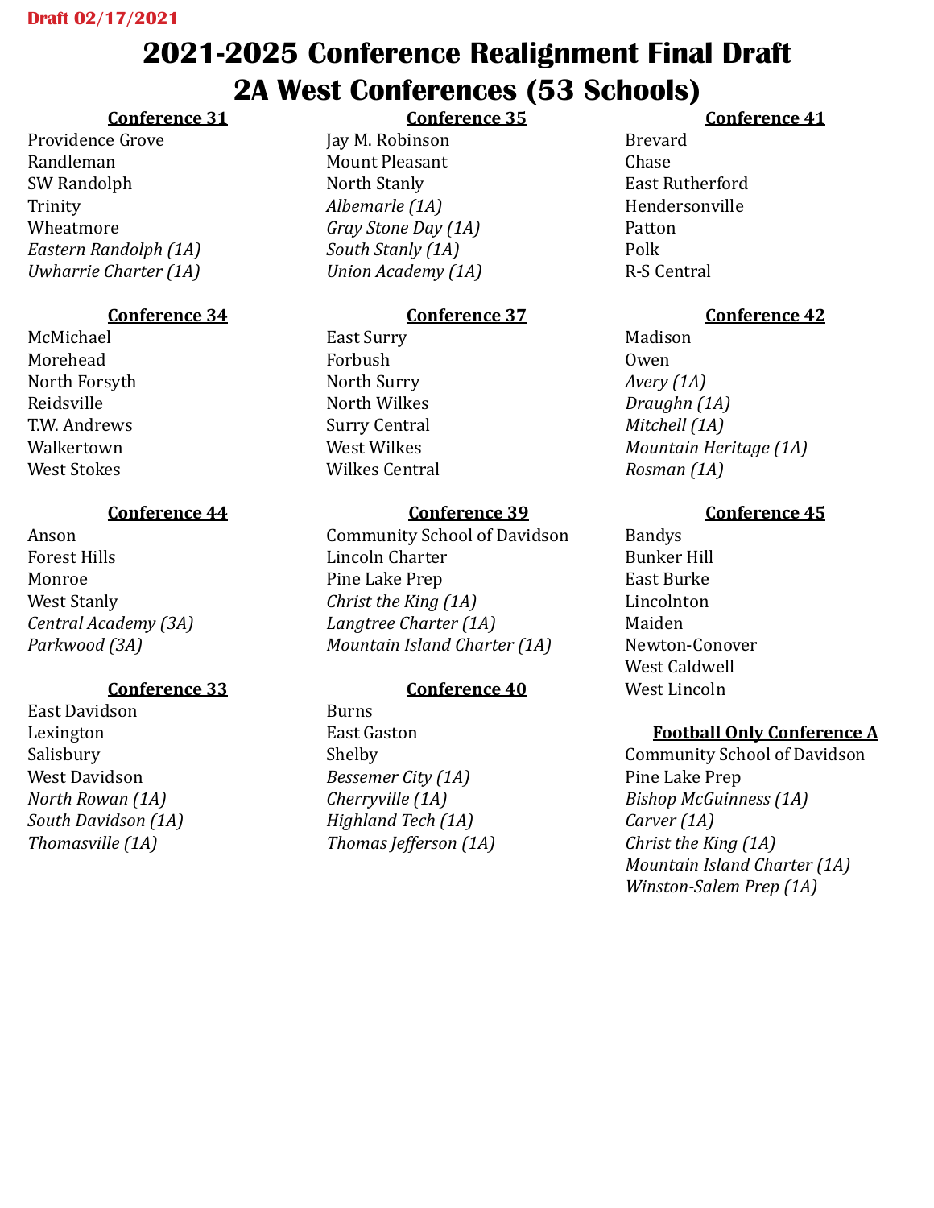**Draft 02/17/2021**

# 2021-2025 Conference Realignment Final Draft
# 2A West Conferences (53 Schools)

**Conference 31**

Providence Grove
Randleman
SW Randolph
Trinity
Wheatmore
*Eastern Randolph (1A)*
*Uwharrie Charter (1A)*

**Conference 34**

McMichael
Morehead
North Forsyth
Reidsville
T.W. Andrews
Walkertown
West Stokes

**Conference 44**

Anson
Forest Hills
Monroe
West Stanly
*Central Academy (3A)*
*Parkwood (3A)*

**Conference 33**

East Davidson
Lexington
Salisbury
West Davidson
*North Rowan (1A)*
*South Davidson (1A)*
*Thomasville (1A)*

**Conference 35**

Jay M. Robinson
Mount Pleasant
North Stanly
*Albemarle (1A)*
*Gray Stone Day (1A)*
*South Stanly (1A)*
*Union Academy (1A)*

**Conference 37**

East Surry
Forbush
North Surry
North Wilkes
Surry Central
West Wilkes
Wilkes Central

**Conference 39**

Community School of Davidson
Lincoln Charter
Pine Lake Prep
*Christ the King (1A)*
*Langtree Charter (1A)*
*Mountain Island Charter (1A)*

**Conference 40**

Burns
East Gaston
Shelby
*Bessemer City (1A)*
*Cherryville (1A)*
*Highland Tech (1A)*
*Thomas Jefferson (1A)*

**Conference 41**

Brevard
Chase
East Rutherford
Hendersonville
Patton
Polk
R-S Central

**Conference 42**

Madison
Owen
*Avery (1A)*
*Draughn (1A)*
*Mitchell (1A)*
*Mountain Heritage (1A)*
*Rosman (1A)*

**Conference 45**

Bandys
Bunker Hill
East Burke
Lincolnton
Maiden
Newton-Conover
West Caldwell
West Lincoln

**Football Only Conference A**

Community School of Davidson
Pine Lake Prep
*Bishop McGuinness (1A)*
*Carver (1A)*
*Christ the King (1A)*
*Mountain Island Charter (1A)*
*Winston-Salem Prep (1A)*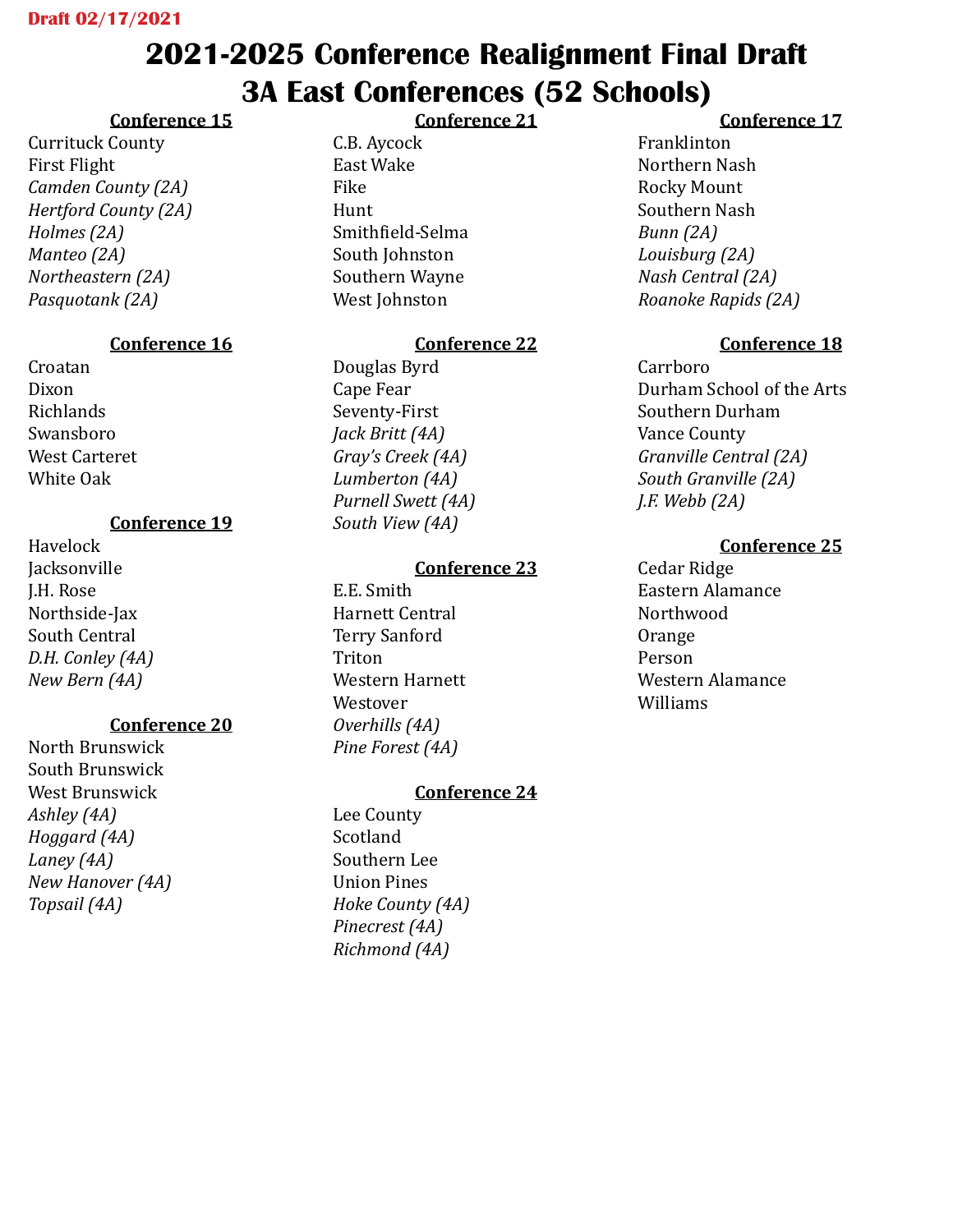**Draft 02/17/2021**

# 2021-2025 Conference Realignment Final Draft
# 3A East Conferences (52 Schools)

### Conference 15
Currituck County
First Flight
*Camden County (2A)*
*Hertford County (2A)*
*Holmes (2A)*
*Manteo (2A)*
*Northeastern (2A)*
*Pasquotank (2A)*

### Conference 16
Croatan
Dixon
Richlands
Swansboro
West Carteret
White Oak

### Conference 19
Havelock
Jacksonville
J.H. Rose
Northside-Jax
South Central
*D.H. Conley (4A)*
*New Bern (4A)*

### Conference 20
North Brunswick
South Brunswick
West Brunswick
*Ashley (4A)*
*Hoggard (4A)*
*Laney (4A)*
*New Hanover (4A)*
*Topsail (4A)*

### Conference 21
C.B. Aycock
East Wake
Fike
Hunt
Smithfield-Selma
South Johnston
Southern Wayne
West Johnston

### Conference 22
Douglas Byrd
Cape Fear
Seventy-First
*Jack Britt (4A)*
*Gray's Creek (4A)*
*Lumberton (4A)*
*Purnell Swett (4A)*
*South View (4A)*

### Conference 23
E.E. Smith
Harnett Central
Terry Sanford
Triton
Western Harnett
Westover
*Overhills (4A)*
*Pine Forest (4A)*

### Conference 24
Lee County
Scotland
Southern Lee
Union Pines
*Hoke County (4A)*
*Pinecrest (4A)*
*Richmond (4A)*

### Conference 17
Franklinton
Northern Nash
Rocky Mount
Southern Nash
*Bunn (2A)*
*Louisburg (2A)*
*Nash Central (2A)*
*Roanoke Rapids (2A)*

### Conference 18
Carrboro
Durham School of the Arts
Southern Durham
Vance County
*Granville Central (2A)*
*South Granville (2A)*
*J.F. Webb (2A)*

### Conference 25
Cedar Ridge
Eastern Alamance
Northwood
Orange
Person
Western Alamance
Williams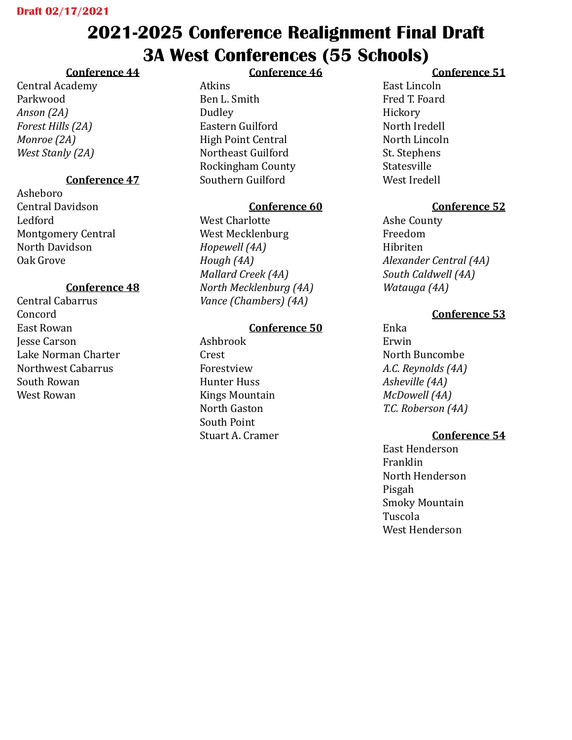Draft 02/17/2021

# 2021-2025 Conference Realignment Final Draft
# 3A West Conferences (55 Schools)

**Conference 44**

Central Academy
Parkwood
*Anson (2A)*
*Forest Hills (2A)*
*Monroe (2A)*
*West Stanly (2A)*

**Conference 47**

Asheboro
Central Davidson
Ledford
Montgomery Central
North Davidson
Oak Grove

**Conference 48**

Central Cabarrus
Concord
East Rowan
Jesse Carson
Lake Norman Charter
Northwest Cabarrus
South Rowan
West Rowan

**Conference 46**

Atkins
Ben L. Smith
Dudley
Eastern Guilford
High Point Central
Northeast Guilford
Rockingham County
Southern Guilford

**Conference 60**

West Charlotte
West Mecklenburg
*Hopewell (4A)*
*Hough (4A)*
*Mallard Creek (4A)*
*North Mecklenburg (4A)*
*Vance (Chambers) (4A)*

**Conference 50**

Ashbrook
Crest
Forestview
Hunter Huss
Kings Mountain
North Gaston
South Point
Stuart A. Cramer

**Conference 51**

East Lincoln
Fred T. Foard
Hickory
North Iredell
North Lincoln
St. Stephens
Statesville
West Iredell

**Conference 52**

Ashe County
Freedom
Hibriten
*Alexander Central (4A)*
*South Caldwell (4A)*
*Watauga (4A)*

**Conference 53**

Enka
Erwin
North Buncombe
*A.C. Reynolds (4A)*
*Asheville (4A)*
*McDowell (4A)*
*T.C. Roberson (4A)*

**Conference 54**

East Henderson
Franklin
North Henderson
Pisgah
Smoky Mountain
Tuscola
West Henderson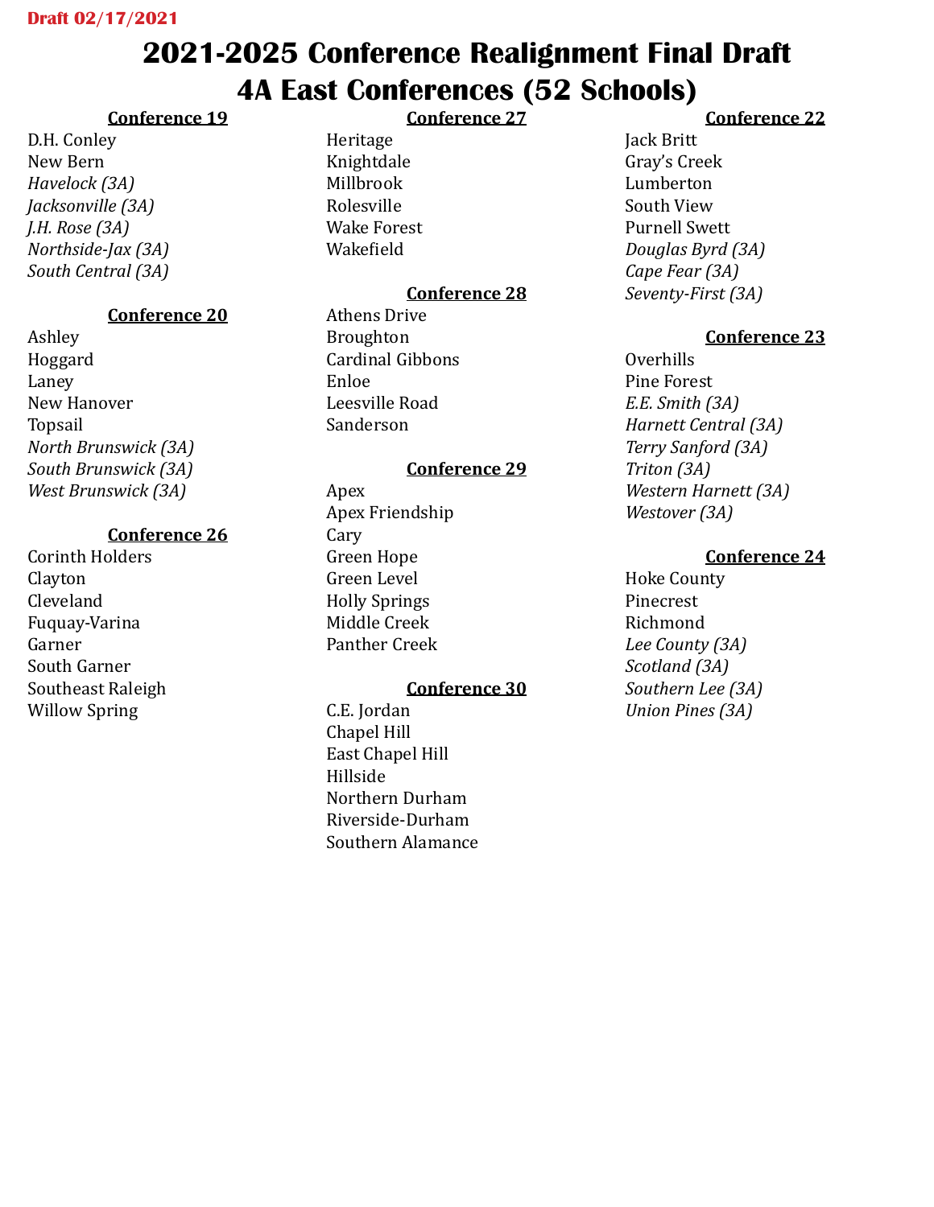Draft 02/17/2021

# 2021-2025 Conference Realignment Final Draft
# 4A East Conferences (52 Schools)

### Conference 19

D.H. Conley
New Bern
*Havelock (3A)*
*Jacksonville (3A)*
*J.H. Rose (3A)*
*Northside-Jax (3A)*
*South Central (3A)*

### Conference 20

Ashley
Hoggard
Laney
New Hanover
Topsail
*North Brunswick (3A)*
*South Brunswick (3A)*
*West Brunswick (3A)*

### Conference 26

Corinth Holders
Clayton
Cleveland
Fuquay-Varina
Garner
South Garner
Southeast Raleigh
Willow Spring

### Conference 27

Heritage
Knightdale
Millbrook
Rolesville
Wake Forest
Wakefield

### Conference 28

Athens Drive
Broughton
Cardinal Gibbons
Enloe
Leesville Road
Sanderson

### Conference 29

Apex
Apex Friendship
Cary
Green Hope
Green Level
Holly Springs
Middle Creek
Panther Creek

### Conference 30

C.E. Jordan
Chapel Hill
East Chapel Hill
Hillside
Northern Durham
Riverside-Durham
Southern Alamance

### Conference 22

Jack Britt
Gray's Creek
Lumberton
South View
Purnell Swett
*Douglas Byrd (3A)*
*Cape Fear (3A)*
*Seventy-First (3A)*

### Conference 23

Overhills
Pine Forest
*E.E. Smith (3A)*
*Harnett Central (3A)*
*Terry Sanford (3A)*
*Triton (3A)*
*Western Harnett (3A)*
*Westover (3A)*

### Conference 24

Hoke County
Pinecrest
Richmond
*Lee County (3A)*
*Scotland (3A)*
*Southern Lee (3A)*
*Union Pines (3A)*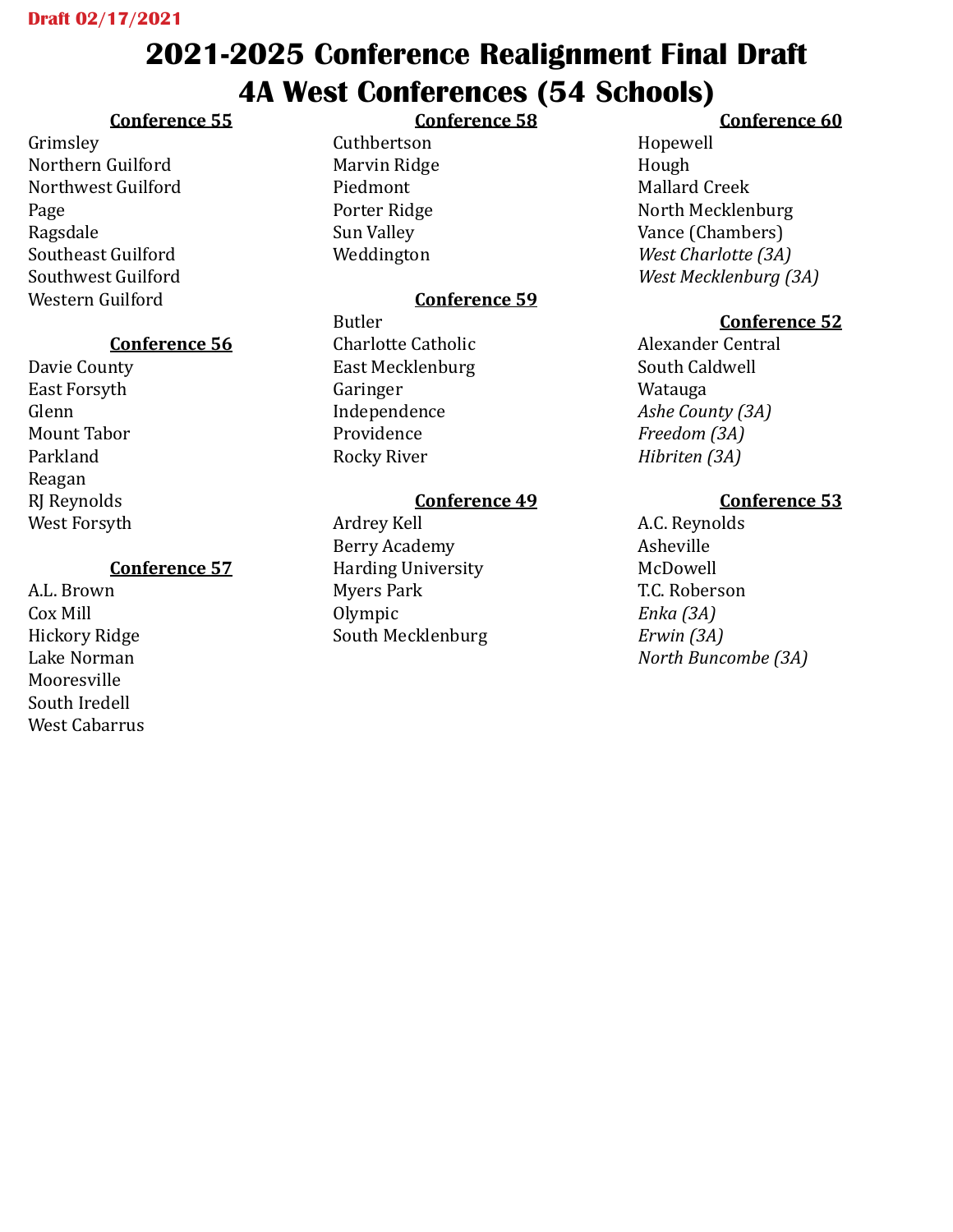Draft 02/17/2021

# 2021-2025 Conference Realignment Final Draft
# 4A West Conferences (54 Schools)

**Conference 55**

Grimsley
Northern Guilford
Northwest Guilford
Page
Ragsdale
Southeast Guilford
Southwest Guilford
Western Guilford

**Conference 56**

Davie County
East Forsyth
Glenn
Mount Tabor
Parkland
Reagan
RJ Reynolds
West Forsyth

**Conference 57**

A.L. Brown
Cox Mill
Hickory Ridge
Lake Norman
Mooresville
South Iredell
West Cabarrus

**Conference 58**

Cuthbertson
Marvin Ridge
Piedmont
Porter Ridge
Sun Valley
Weddington

**Conference 59**

Butler
Charlotte Catholic
East Mecklenburg
Garinger
Independence
Providence
Rocky River

**Conference 49**

Ardrey Kell
Berry Academy
Harding University
Myers Park
Olympic
South Mecklenburg

**Conference 60**

Hopewell
Hough
Mallard Creek
North Mecklenburg
Vance (Chambers)
*West Charlotte (3A)*
*West Mecklenburg (3A)*

**Conference 52**

Alexander Central
South Caldwell
Watauga
*Ashe County (3A)*
*Freedom (3A)*
*Hibriten (3A)*

**Conference 53**

A.C. Reynolds
Asheville
McDowell
T.C. Roberson
*Enka (3A)*
*Erwin (3A)*
*North Buncombe (3A)*